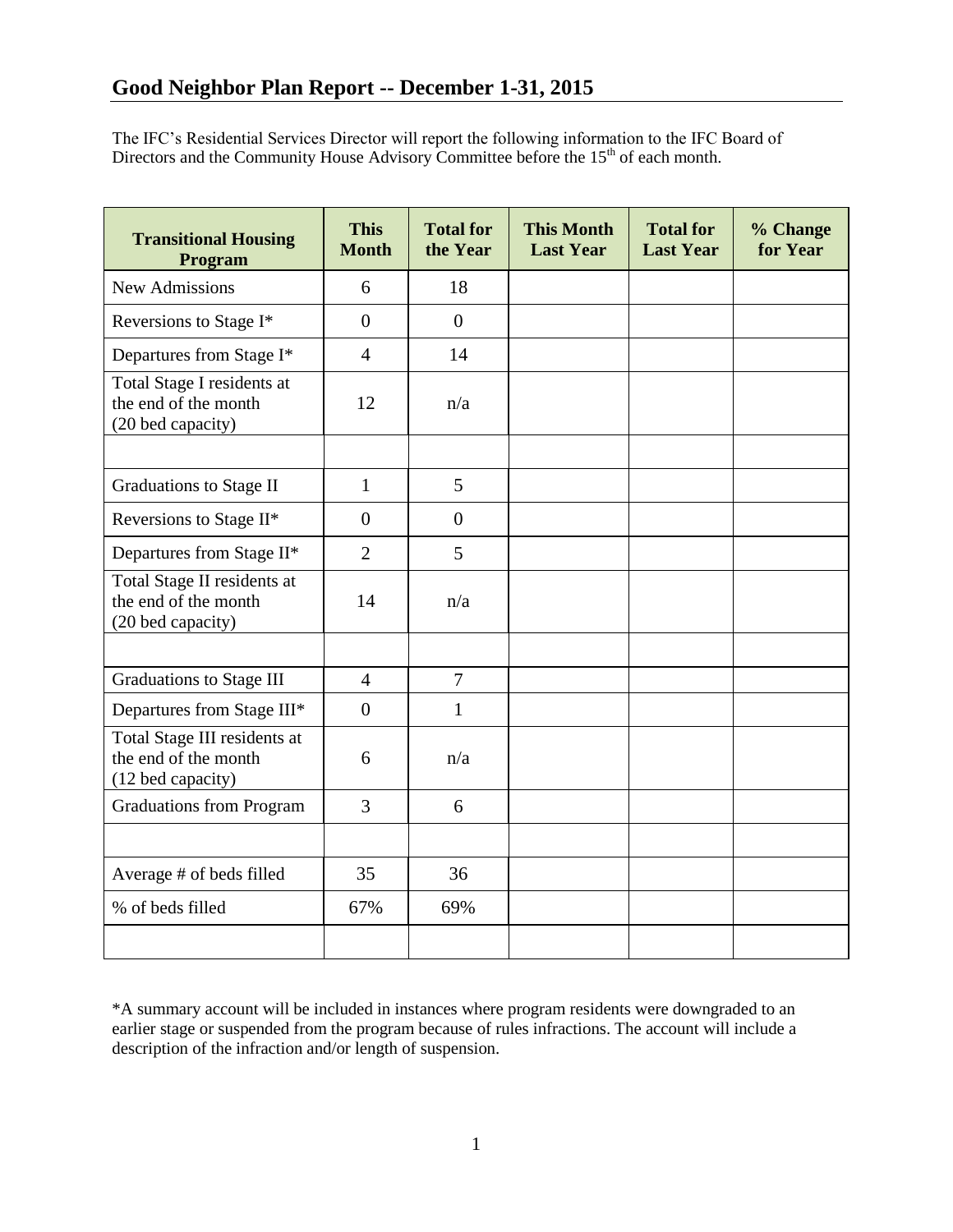## Good Neighbor Plan Report -- December 1-31, 2015

The IFC's Residential Services Director will report the following information to the IFC Board of Directors and the Community House Advisory Committee before the 15th of each month.

| Transitional Housing Program | This Month | Total for the Year | This Month Last Year | Total for Last Year | % Change for Year |
|---|---|---|---|---|---|
| New Admissions | 6 | 18 | | | |
| Reversions to Stage I* | 0 | 0 | | | |
| Departures from Stage I* | 4 | 14 | | | |
| Total Stage I residents at the end of the month (20 bed capacity) | 12 | n/a | | | |
| | | | | | |
| Graduations to Stage II | 1 | 5 | | | |
| Reversions to Stage II* | 0 | 0 | | | |
| Departures from Stage II* | 2 | 5 | | | |
| Total Stage II residents at the end of the month (20 bed capacity) | 14 | n/a | | | |
| | | | | | |
| Graduations to Stage III | 4 | 7 | | | |
| Departures from Stage III* | 0 | 1 | | | |
| Total Stage III residents at the end of the month (12 bed capacity) | 6 | n/a | | | |
| Graduations from Program | 3 | 6 | | | |
| | | | | | |
| Average # of beds filled | 35 | 36 | | | |
| % of beds filled | 67% | 69% | | | |
| | | | | | |

*A summary account will be included in instances where program residents were downgraded to an earlier stage or suspended from the program because of rules infractions. The account will include a description of the infraction and/or length of suspension.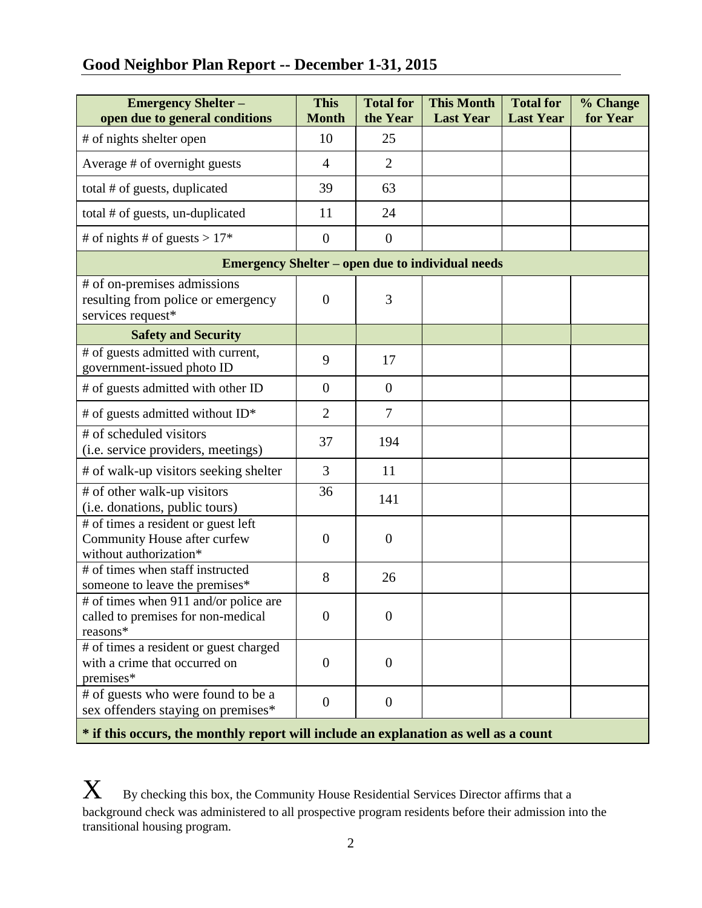## Good Neighbor Plan Report -- December 1-31, 2015

| Emergency Shelter – open due to general conditions | This Month | Total for the Year | This Month Last Year | Total for Last Year | % Change for Year |
|---|---|---|---|---|---|
| # of nights shelter open | 10 | 25 | | | |
| Average # of overnight guests | 4 | 2 | | | |
| total # of guests, duplicated | 39 | 63 | | | |
| total # of guests, un-duplicated | 11 | 24 | | | |
| # of nights # of guests > 17* | 0 | 0 | | | |
| **Emergency Shelter – open due to individual needs** | | | | | |
| # of on-premises admissions resulting from police or emergency services request* | 0 | 3 | | | |
| **Safety and Security** | | | | | |
| # of guests admitted with current, government-issued photo ID | 9 | 17 | | | |
| # of guests admitted with other ID | 0 | 0 | | | |
| # of guests admitted without ID* | 2 | 7 | | | |
| # of scheduled visitors (i.e. service providers, meetings) | 37 | 194 | | | |
| # of walk-up visitors seeking shelter | 3 | 11 | | | |
| # of other walk-up visitors (i.e. donations, public tours) | 36 | 141 | | | |
| # of times a resident or guest left Community House after curfew without authorization* | 0 | 0 | | | |
| # of times when staff instructed someone to leave the premises* | 8 | 26 | | | |
| # of times when 911 and/or police are called to premises for non-medical reasons* | 0 | 0 | | | |
| # of times a resident or guest charged with a crime that occurred on premises* | 0 | 0 | | | |
| # of guests who were found to be a sex offenders staying on premises* | 0 | 0 | | | |

**\* if this occurs, the monthly report will include an explanation as well as a count**

X By checking this box, the Community House Residential Services Director affirms that a background check was administered to all prospective program residents before their admission into the transitional housing program.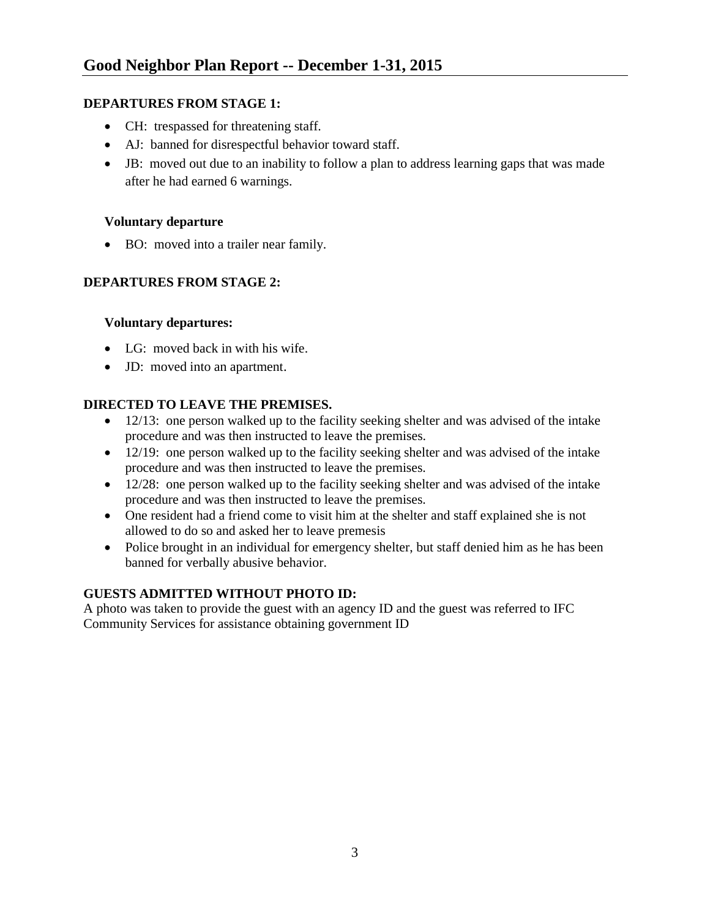# Good Neighbor Plan Report -- December 1-31, 2015

**DEPARTURES FROM STAGE 1:**

- CH: trespassed for threatening staff.
- AJ: banned for disrespectful behavior toward staff.
- JB: moved out due to an inability to follow a plan to address learning gaps that was made after he had earned 6 warnings.

**Voluntary departure**

- BO: moved into a trailer near family.

**DEPARTURES FROM STAGE 2:**

**Voluntary departures:**

- LG: moved back in with his wife.
- JD: moved into an apartment.

**DIRECTED TO LEAVE THE PREMISES.**

- 12/13: one person walked up to the facility seeking shelter and was advised of the intake procedure and was then instructed to leave the premises.
- 12/19: one person walked up to the facility seeking shelter and was advised of the intake procedure and was then instructed to leave the premises.
- 12/28: one person walked up to the facility seeking shelter and was advised of the intake procedure and was then instructed to leave the premises.
- One resident had a friend come to visit him at the shelter and staff explained she is not allowed to do so and asked her to leave premesis
- Police brought in an individual for emergency shelter, but staff denied him as he has been banned for verbally abusive behavior.

**GUESTS ADMITTED WITHOUT PHOTO ID:**

A photo was taken to provide the guest with an agency ID and the guest was referred to IFC Community Services for assistance obtaining government ID